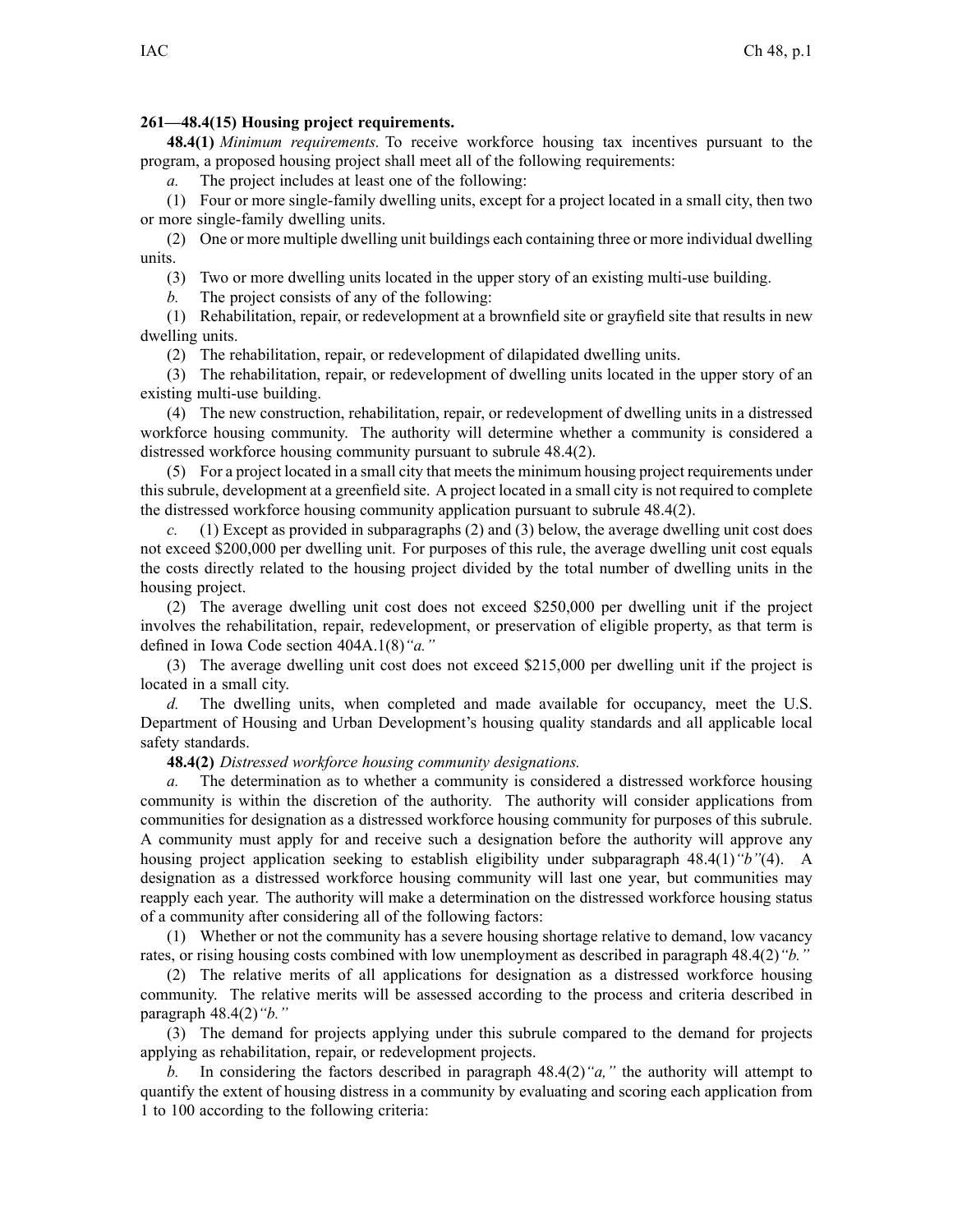**261—48.4(15) Housing project requirements.**

**48.4(1)** *Minimum requirements.* To receive workforce housing tax incentives pursuant to the program, a proposed housing project shall meet all of the following requirements:

*a.* The project includes at least one of the following:

(1) Four or more single-family dwelling units, except for a project located in a small city, then two or more single-family dwelling units.

(2) One or more multiple dwelling unit buildings each containing three or more individual dwelling units.

(3) Two or more dwelling units located in the upper story of an existing multi-use building.

*b.* The project consists of any of the following:

(1) Rehabilitation, repair, or redevelopment at a brownfield site or grayfield site that results in new dwelling units.

(2) The rehabilitation, repair, or redevelopment of dilapidated dwelling units.

(3) The rehabilitation, repair, or redevelopment of dwelling units located in the upper story of an existing multi-use building.

(4) The new construction, rehabilitation, repair, or redevelopment of dwelling units in a distressed workforce housing community. The authority will determine whether a community is considered a distressed workforce housing community pursuant to subrule 48.4(2).

(5) For a project located in a small city that meets the minimum housing project requirements under this subrule, development at a greenfield site. A project located in a small city is not required to complete the distressed workforce housing community application pursuant to subrule 48.4(2).

*c.* (1) Except as provided in subparagraphs (2) and (3) below, the average dwelling unit cost does not exceed $200,000 per dwelling unit. For purposes of this rule, the average dwelling unit cost equals the costs directly related to the housing project divided by the total number of dwelling units in the housing project.

(2) The average dwelling unit cost does not exceed $250,000 per dwelling unit if the project involves the rehabilitation, repair, redevelopment, or preservation of eligible property, as that term is defined in Iowa Code section 404A.1(8)*"a."*

(3) The average dwelling unit cost does not exceed $215,000 per dwelling unit if the project is located in a small city.

*d.* The dwelling units, when completed and made available for occupancy, meet the U.S. Department of Housing and Urban Development's housing quality standards and all applicable local safety standards.

**48.4(2)** *Distressed workforce housing community designations.*

*a.* The determination as to whether a community is considered a distressed workforce housing community is within the discretion of the authority. The authority will consider applications from communities for designation as a distressed workforce housing community for purposes of this subrule. A community must apply for and receive such a designation before the authority will approve any housing project application seeking to establish eligibility under subparagraph 48.4(1)*"b"*(4). A designation as a distressed workforce housing community will last one year, but communities may reapply each year. The authority will make a determination on the distressed workforce housing status of a community after considering all of the following factors:

(1) Whether or not the community has a severe housing shortage relative to demand, low vacancy rates, or rising housing costs combined with low unemployment as described in paragraph 48.4(2)*"b."*

(2) The relative merits of all applications for designation as a distressed workforce housing community. The relative merits will be assessed according to the process and criteria described in paragraph 48.4(2)*"b."*

(3) The demand for projects applying under this subrule compared to the demand for projects applying as rehabilitation, repair, or redevelopment projects.

*b.* In considering the factors described in paragraph 48.4(2)*"a,"* the authority will attempt to quantify the extent of housing distress in a community by evaluating and scoring each application from 1 to 100 according to the following criteria: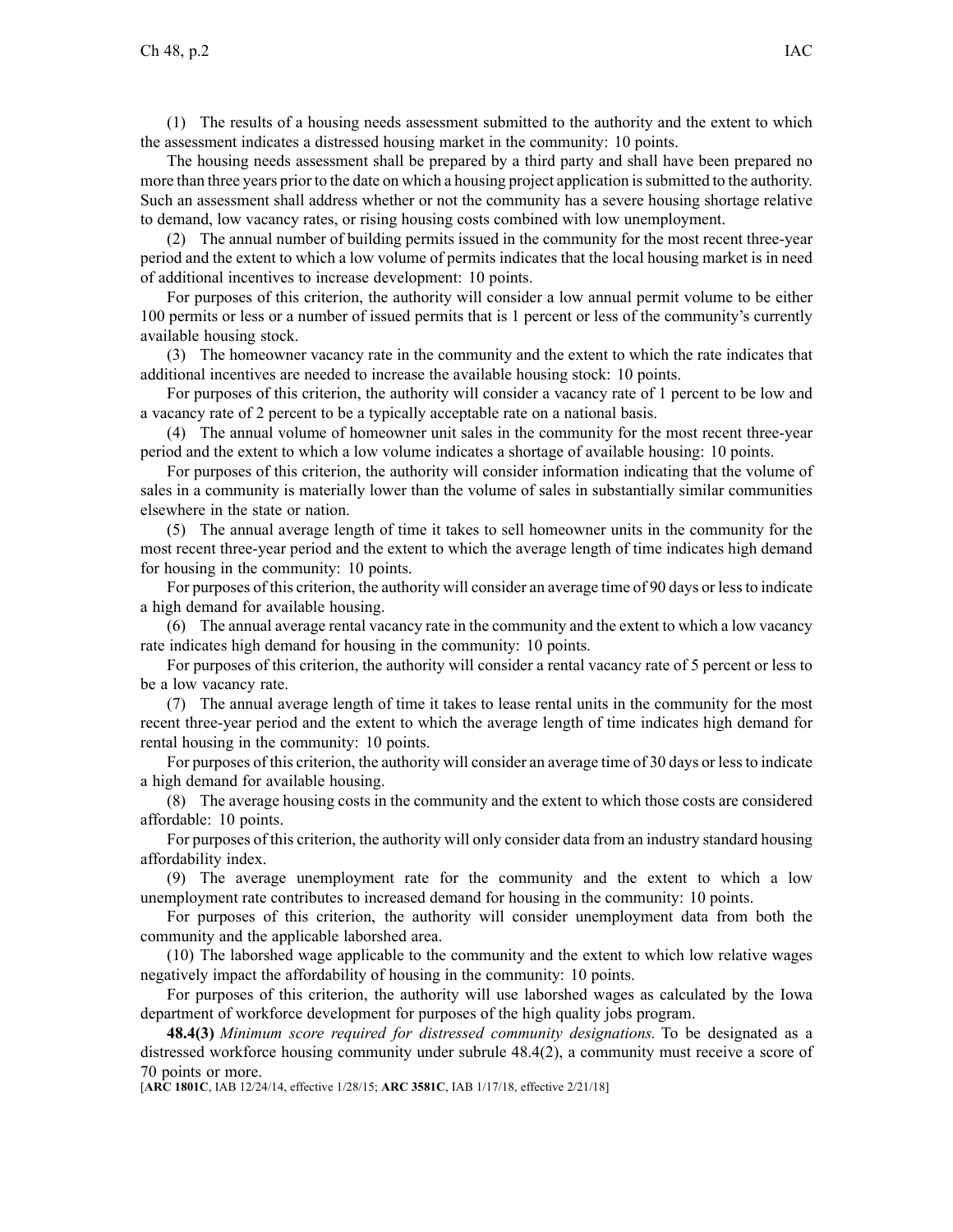(1) The results of a housing needs assessment submitted to the authority and the extent to which the assessment indicates a distressed housing market in the community: 10 points.

The housing needs assessment shall be prepared by a third party and shall have been prepared no more than three years prior to the date on which a housing project application is submitted to the authority. Such an assessment shall address whether or not the community has a severe housing shortage relative to demand, low vacancy rates, or rising housing costs combined with low unemployment.

(2) The annual number of building permits issued in the community for the most recent three-year period and the extent to which a low volume of permits indicates that the local housing market is in need of additional incentives to increase development: 10 points.

For purposes of this criterion, the authority will consider a low annual permit volume to be either 100 permits or less or a number of issued permits that is 1 percent or less of the community's currently available housing stock.

(3) The homeowner vacancy rate in the community and the extent to which the rate indicates that additional incentives are needed to increase the available housing stock: 10 points.

For purposes of this criterion, the authority will consider a vacancy rate of 1 percent to be low and a vacancy rate of 2 percent to be a typically acceptable rate on a national basis.

(4) The annual volume of homeowner unit sales in the community for the most recent three-year period and the extent to which a low volume indicates a shortage of available housing: 10 points.

For purposes of this criterion, the authority will consider information indicating that the volume of sales in a community is materially lower than the volume of sales in substantially similar communities elsewhere in the state or nation.

(5) The annual average length of time it takes to sell homeowner units in the community for the most recent three-year period and the extent to which the average length of time indicates high demand for housing in the community: 10 points.

For purposes of this criterion, the authority will consider an average time of 90 days or less to indicate a high demand for available housing.

(6) The annual average rental vacancy rate in the community and the extent to which a low vacancy rate indicates high demand for housing in the community: 10 points.

For purposes of this criterion, the authority will consider a rental vacancy rate of 5 percent or less to be a low vacancy rate.

(7) The annual average length of time it takes to lease rental units in the community for the most recent three-year period and the extent to which the average length of time indicates high demand for rental housing in the community: 10 points.

For purposes of this criterion, the authority will consider an average time of 30 days or less to indicate a high demand for available housing.

(8) The average housing costs in the community and the extent to which those costs are considered affordable: 10 points.

For purposes of this criterion, the authority will only consider data from an industry standard housing affordability index.

(9) The average unemployment rate for the community and the extent to which a low unemployment rate contributes to increased demand for housing in the community: 10 points.

For purposes of this criterion, the authority will consider unemployment data from both the community and the applicable laborshed area.

(10) The laborshed wage applicable to the community and the extent to which low relative wages negatively impact the affordability of housing in the community: 10 points.

For purposes of this criterion, the authority will use laborshed wages as calculated by the Iowa department of workforce development for purposes of the high quality jobs program.

**48.4(3)** *Minimum score required for distressed community designations.* To be designated as a distressed workforce housing community under subrule 48.4(2), a community must receive a score of 70 points or more.

[**ARC 1801C**, IAB 12/24/14, effective 1/28/15; **ARC 3581C**, IAB 1/17/18, effective 2/21/18]